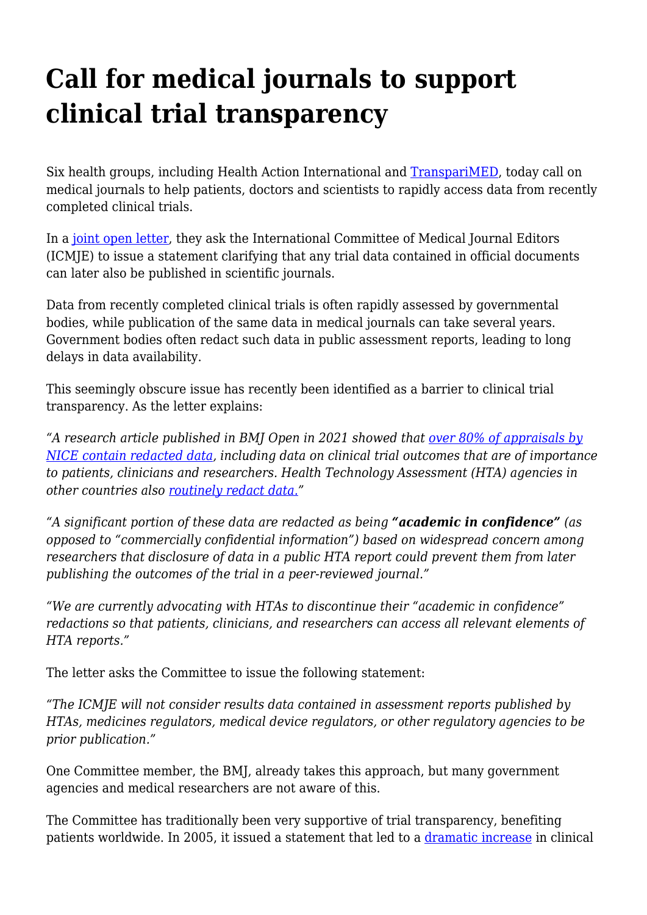# Call for medical journals to support clinical trial transparency

Six health groups, including Health Action International and TranspariMED, today call on medical journals to help patients, doctors and scientists to rapidly access data from recently completed clinical trials.

In a joint open letter, they ask the International Committee of Medical Journal Editors (ICMJE) to issue a statement clarifying that any trial data contained in official documents can later also be published in scientific journals.

Data from recently completed clinical trials is often rapidly assessed by governmental bodies, while publication of the same data in medical journals can take several years. Government bodies often redact such data in public assessment reports, leading to long delays in data availability.

This seemingly obscure issue has recently been identified as a barrier to clinical trial transparency. As the letter explains:

*"A research article published in BMJ Open in 2021 showed that over 80% of appraisals by NICE contain redacted data, including data on clinical trial outcomes that are of importance to patients, clinicians and researchers. Health Technology Assessment (HTA) agencies in other countries also routinely redact data."*

*"A significant portion of these data are redacted as being* ***"academic in confidence"*** *(as opposed to "commercially confidential information") based on widespread concern among researchers that disclosure of data in a public HTA report could prevent them from later publishing the outcomes of the trial in a peer-reviewed journal."*

*"We are currently advocating with HTAs to discontinue their "academic in confidence" redactions so that patients, clinicians, and researchers can access all relevant elements of HTA reports."*

The letter asks the Committee to issue the following statement:

*"The ICMJE will not consider results data contained in assessment reports published by HTAs, medicines regulators, medical device regulators, or other regulatory agencies to be prior publication."*

One Committee member, the BMJ, already takes this approach, but many government agencies and medical researchers are not aware of this.

The Committee has traditionally been very supportive of trial transparency, benefiting patients worldwide. In 2005, it issued a statement that led to a dramatic increase in clinical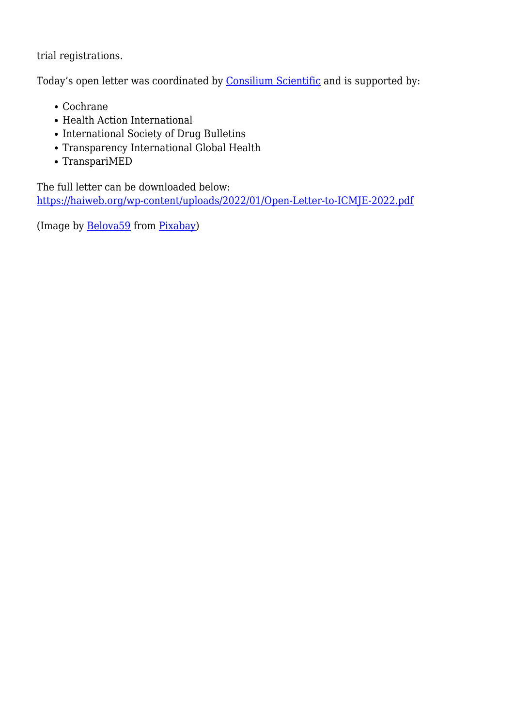trial registrations.

Today's open letter was coordinated by [Consilium Scientific]() and is supported by:

- Cochrane
- Health Action International
- International Society of Drug Bulletins
- Transparency International Global Health
- TranspariMED

The full letter can be downloaded below:
https://haiweb.org/wp-content/uploads/2022/01/Open-Letter-to-ICMJE-2022.pdf

(Image by Belova59 from Pixabay)